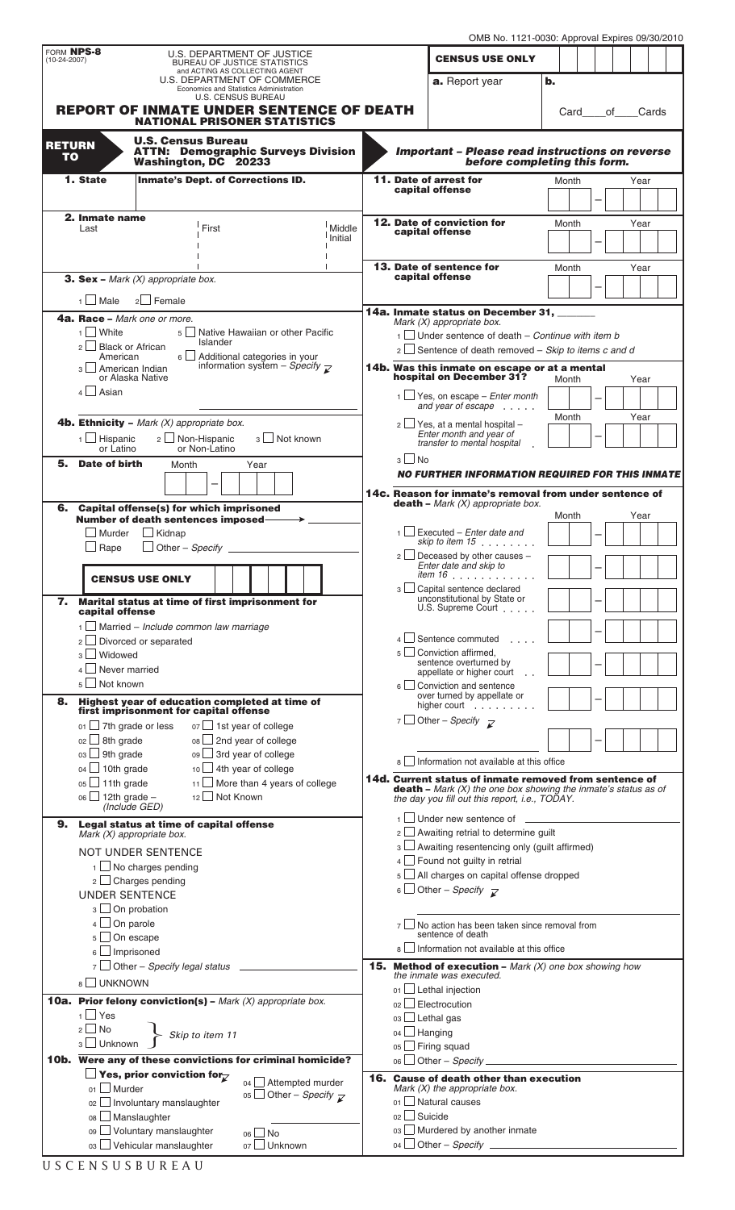OMB No. 1121-0030: Approval Expires 09/30/2010

FORM **NPS-8**
(10-24-2007)

U.S. DEPARTMENT OF JUSTICE
BUREAU OF JUSTICE STATISTICS
and ACTING AS COLLECTING AGENT
U.S. DEPARTMENT OF COMMERCE
Economics and Statistics Administration
U.S. CENSUS BUREAU

# REPORT OF INMATE UNDER SENTENCE OF DEATH
## NATIONAL PRISONER STATISTICS

**CENSUS USE ONLY**

**a.** Report year **b.**

Card ____ of ____ Cards

**RETURN TO** **U.S. Census Bureau**
**ATTN: Demographic Surveys Division**
**Washington, DC 20233**

***Important – Please read instructions on reverse before completing this form.***

**1. State** **Inmate's Dept. of Corrections ID.**

**2. Inmate name**
Last | First | Middle Initial

**3. Sex** – *Mark (X) appropriate box.*
1 ☐ Male 2 ☐ Female

**4a. Race** – *Mark one or more.*
1 ☐ White
2 ☐ Black or African American
3 ☐ American Indian or Alaska Native
4 ☐ Asian
5 ☐ Native Hawaiian or other Pacific Islander
6 ☐ Additional categories in your information system – *Specify*

**4b. Ethnicity** – *Mark (X) appropriate box.*
1 ☐ Hispanic or Latino 2 ☐ Non-Hispanic or Non-Latino 3 ☐ Not known

**5. Date of birth** Month – Year

**6. Capital offense(s) for which imprisoned**
**Number of death sentences imposed** ______
☐ Murder ☐ Kidnap
☐ Rape ☐ Other – *Specify* ______

**CENSUS USE ONLY**

**7. Marital status at time of first imprisonment for capital offense**
1 ☐ Married – *Include common law marriage*
2 ☐ Divorced or separated
3 ☐ Widowed
4 ☐ Never married
5 ☐ Not known

**8. Highest year of education completed at time of first imprisonment for capital offense**
01 ☐ 7th grade or less
02 ☐ 8th grade
03 ☐ 9th grade
04 ☐ 10th grade
05 ☐ 11th grade
06 ☐ 12th grade – *(Include GED)*
07 ☐ 1st year of college
08 ☐ 2nd year of college
09 ☐ 3rd year of college
10 ☐ 4th year of college
11 ☐ More than 4 years of college
12 ☐ Not Known

**9. Legal status at time of capital offense**
*Mark (X) appropriate box.*

NOT UNDER SENTENCE
1 ☐ No charges pending
2 ☐ Charges pending

UNDER SENTENCE
3 ☐ On probation
4 ☐ On parole
5 ☐ On escape
6 ☐ Imprisoned
7 ☐ Other – *Specify legal status* ______
8 ☐ UNKNOWN

**10a. Prior felony conviction(s)** – *Mark (X) appropriate box.*
1 ☐ Yes
2 ☐ No } *Skip to item 11*
3 ☐ Unknown }

**10b. Were any of these convictions for criminal homicide?**
☐ Yes, prior conviction for
01 ☐ Murder
02 ☐ Involuntary manslaughter
08 ☐ Manslaughter
09 ☐ Voluntary manslaughter
03 ☐ Vehicular manslaughter
04 ☐ Attempted murder
05 ☐ Other – *Specify* ______
06 ☐ No
07 ☐ Unknown

**11. Date of arrest for capital offense** Month – Year

**12. Date of conviction for capital offense** Month – Year

**13. Date of sentence for capital offense** Month – Year

**14a. Inmate status on December 31,** ______
*Mark (X) appropriate box.*
1 ☐ Under sentence of death – *Continue with item b*
2 ☐ Sentence of death removed – *Skip to items c and d*

**14b. Was this inmate on escape or at a mental hospital on December 31?**
1 ☐ Yes, on escape – *Enter month and year of escape* ...... Month – Year
2 ☐ Yes, at a mental hospital – *Enter month and year of transfer to mental hospital* . Month – Year
3 ☐ No

***NO FURTHER INFORMATION REQUIRED FOR THIS INMATE***

**14c. Reason for inmate's removal from under sentence of death** – *Mark (X) appropriate box.* Month – Year
1 ☐ Executed – *Enter date and skip to item 15* ........
2 ☐ Deceased by other causes – *Enter date and skip to item 16* ...........
3 ☐ Capital sentence declared unconstitutional by State or U.S. Supreme Court .....
4 ☐ Sentence commuted ....
5 ☐ Conviction affirmed, sentence overturned by appellate or higher court ..
6 ☐ Conviction and sentence over turned by appellate or higher court .........
7 ☐ Other – *Specify* ______
8 ☐ Information not available at this office

**14d. Current status of inmate removed from sentence of death** – *Mark (X) the one box showing the inmate's status as of the day you fill out this report, i.e., TODAY.*
1 ☐ Under new sentence of ______
2 ☐ Awaiting retrial to determine guilt
3 ☐ Awaiting resentencing only (guilt affirmed)
4 ☐ Found not guilty in retrial
5 ☐ All charges on capital offense dropped
6 ☐ Other – *Specify* ______
7 ☐ No action has been taken since removal from sentence of death
8 ☐ Information not available at this office

**15. Method of execution** – *Mark (X) one box showing how the inmate was executed.*
01 ☐ Lethal injection
02 ☐ Electrocution
03 ☐ Lethal gas
04 ☐ Hanging
05 ☐ Firing squad
06 ☐ Other – *Specify* ______

**16. Cause of death other than execution**
*Mark (X) the appropriate box.*
01 ☐ Natural causes
02 ☐ Suicide
03 ☐ Murdered by another inmate
04 ☐ Other – *Specify* ______

USCENSUSBUREAU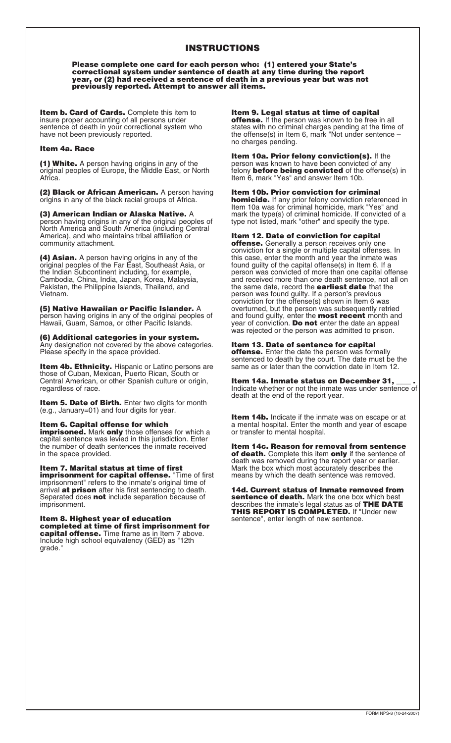# INSTRUCTIONS

**Please complete one card for each person who: (1) entered your State's correctional system under sentence of death at any time during the report year, or (2) had received a sentence of death in a previous year but was not previously reported. Attempt to answer all items.**

**Item b. Card of Cards.** Complete this item to insure proper accounting of all persons under sentence of death in your correctional system who have not been previously reported.

**Item 4a. Race**

**(1) White.** A person having origins in any of the original peoples of Europe, the Middle East, or North Africa.

**(2) Black or African American.** A person having origins in any of the black racial groups of Africa.

**(3) American Indian or Alaska Native.** A person having origins in any of the original peoples of North America and South America (including Central America), and who maintains tribal affiliation or community attachment.

**(4) Asian.** A person having origins in any of the original peoples of the Far East, Southeast Asia, or the Indian Subcontinent including, for example, Cambodia, China, India, Japan, Korea, Malaysia, Pakistan, the Philippine Islands, Thailand, and Vietnam.

**(5) Native Hawaiian or Pacific Islander.** A person having origins in any of the original peoples of Hawaii, Guam, Samoa, or other Pacific Islands.

**(6) Additional categories in your system.** Any designation not covered by the above categories. Please specify in the space provided.

**Item 4b. Ethnicity.** Hispanic or Latino persons are those of Cuban, Mexican, Puerto Rican, South or Central American, or other Spanish culture or origin, regardless of race.

**Item 5. Date of Birth.** Enter two digits for month (e.g., January=01) and four digits for year.

**Item 6. Capital offense for which imprisoned.** Mark **only** those offenses for which a capital sentence was levied in this jurisdiction. Enter the number of death sentences the inmate received in the space provided.

**Item 7. Marital status at time of first imprisonment for capital offense.** "Time of first imprisonment" refers to the inmate's original time of arrival **at prison** after his first sentencing to death. Separated does **not** include separation because of imprisonment.

**Item 8. Highest year of education completed at time of first imprisonment for capital offense.** Time frame as in Item 7 above. Include high school equivalency (GED) as "12th grade."

**Item 9. Legal status at time of capital offense.** If the person was known to be free in all states with no criminal charges pending at the time of the offense(s) in Item 6, mark "Not under sentence – no charges pending.

**Item 10a. Prior felony conviction(s).** If the person was known to have been convicted of any felony **before being convicted** of the offense(s) in Item 6, mark "Yes" and answer Item 10b.

**Item 10b. Prior conviction for criminal homicide.** If any prior felony conviction referenced in Item 10a was for criminal homicide, mark "Yes" and mark the type(s) of criminal homicide. If convicted of a type not listed, mark "other" and specify the type.

**Item 12. Date of conviction for capital offense.** Generally a person receives only one conviction for a single or multiple capital offenses. In this case, enter the month and year the inmate was found guilty of the capital offense(s) in Item 6. If a person was convicted of more than one capital offense and received more than one death sentence, not all on the same date, record the **earliest date** that the person was found guilty. If a person's previous conviction for the offense(s) shown in Item 6 was overturned, but the person was subsequently retried and found guilty, enter the **most recent** month and year of conviction. **Do not** enter the date an appeal was rejected or the person was admitted to prison.

**Item 13. Date of sentence for capital offense.** Enter the date the person was formally sentenced to death by the court. The date must be the same as or later than the conviction date in Item 12.

**Item 14a. Inmate status on December 31, \_\_\_\_ .** Indicate whether or not the inmate was under sentence of death at the end of the report year.

**Item 14b.** Indicate if the inmate was on escape or at a mental hospital. Enter the month and year of escape or transfer to mental hospital.

**Item 14c. Reason for removal from sentence of death.** Complete this item **only** if the sentence of death was removed during the report year or earlier. Mark the box which most accurately describes the means by which the death sentence was removed.

**14d. Current status of Inmate removed from sentence of death.** Mark the one box which best describes the inmate's legal status as of **THE DATE THIS REPORT IS COMPLETED.** If "Under new sentence", enter length of new sentence.

FORM NPS-8 (10-24-2007)